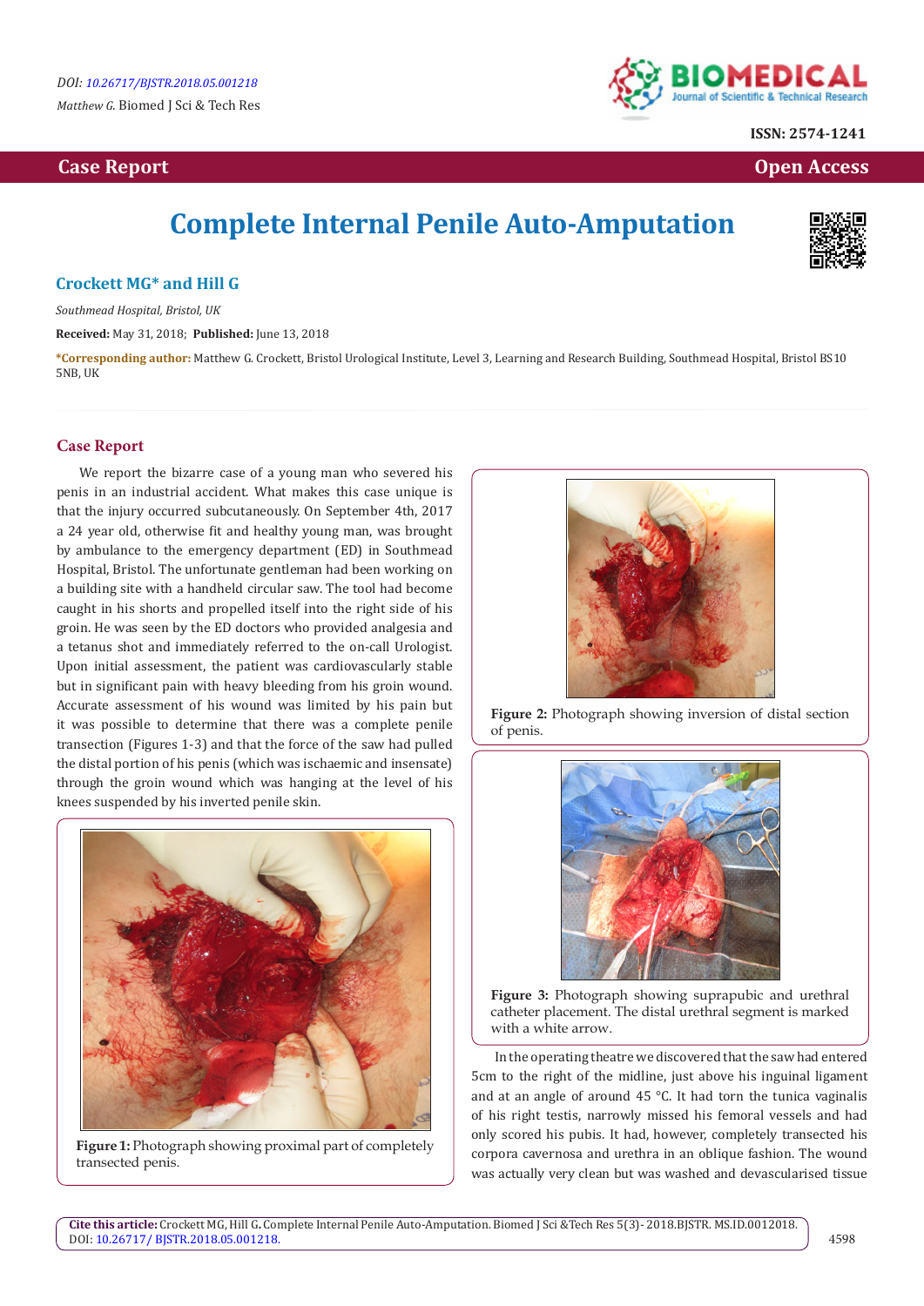DOI: 10.26717/BJSTR.2018.05.001218

*Matthew G.* Biomed J Sci & Tech Res

ISSN: 2574-1241

**Case Report** | **Open Access**

# Complete Internal Penile Auto-Amputation

**Crockett MG\* and Hill G**

*Southmead Hospital, Bristol, UK*

**Received:** May 31, 2018; **Published:** June 13, 2018

**\*Corresponding author:** Matthew G. Crockett, Bristol Urological Institute, Level 3, Learning and Research Building, Southmead Hospital, Bristol BS10 5NB, UK

## Case Report

We report the bizarre case of a young man who severed his penis in an industrial accident. What makes this case unique is that the injury occurred subcutaneously. On September 4th, 2017 a 24 year old, otherwise fit and healthy young man, was brought by ambulance to the emergency department (ED) in Southmead Hospital, Bristol. The unfortunate gentleman had been working on a building site with a handheld circular saw. The tool had become caught in his shorts and propelled itself into the right side of his groin. He was seen by the ED doctors who provided analgesia and a tetanus shot and immediately referred to the on-call Urologist. Upon initial assessment, the patient was cardiovascularly stable but in significant pain with heavy bleeding from his groin wound. Accurate assessment of his wound was limited by his pain but it was possible to determine that there was a complete penile transection (Figures 1-3) and that the force of the saw had pulled the distal portion of his penis (which was ischaemic and insensate) through the groin wound which was hanging at the level of his knees suspended by his inverted penile skin.

**Figure 1:** Photograph showing proximal part of completely transected penis.

**Figure 2:** Photograph showing inversion of distal section of penis.

**Figure 3:** Photograph showing suprapubic and urethral catheter placement. The distal urethral segment is marked with a white arrow.

In the operating theatre we discovered that the saw had entered 5cm to the right of the midline, just above his inguinal ligament and at an angle of around 45 °C. It had torn the tunica vaginalis of his right testis, narrowly missed his femoral vessels and had only scored his pubis. It had, however, completely transected his corpora cavernosa and urethra in an oblique fashion. The wound was actually very clean but was washed and devascularised tissue

**Cite this article:** Crockett MG, Hill G. Complete Internal Penile Auto-Amputation. Biomed J Sci &Tech Res 5(3)- 2018.BJSTR. MS.ID.0012018. DOI: 10.26717/ BJSTR.2018.05.001218.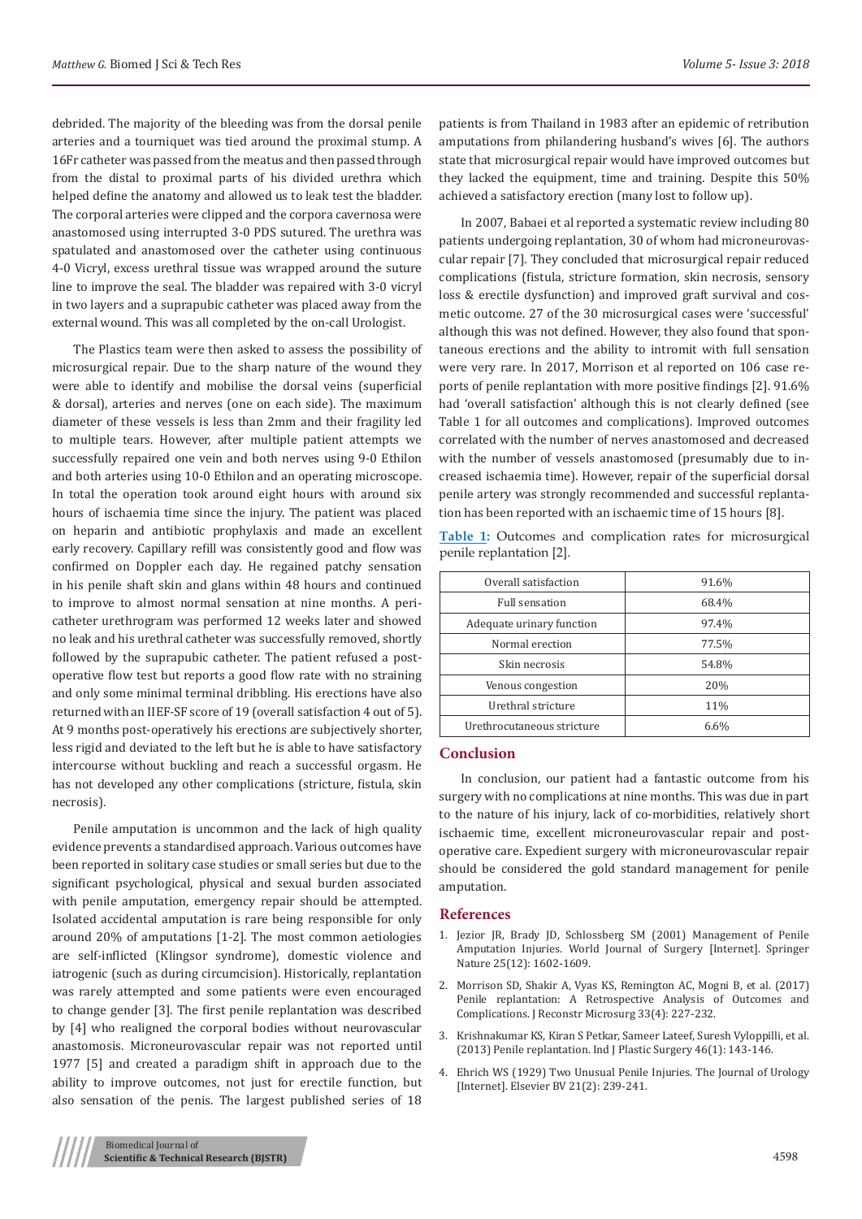debrided. The majority of the bleeding was from the dorsal penile arteries and a tourniquet was tied around the proximal stump. A 16Fr catheter was passed from the meatus and then passed through from the distal to proximal parts of his divided urethra which helped define the anatomy and allowed us to leak test the bladder. The corporal arteries were clipped and the corpora cavernosa were anastomosed using interrupted 3-0 PDS sutured. The urethra was spatulated and anastomosed over the catheter using continuous 4-0 Vicryl, excess urethral tissue was wrapped around the suture line to improve the seal. The bladder was repaired with 3-0 vicryl in two layers and a suprapubic catheter was placed away from the external wound. This was all completed by the on-call Urologist.

The Plastics team were then asked to assess the possibility of microsurgical repair. Due to the sharp nature of the wound they were able to identify and mobilise the dorsal veins (superficial & dorsal), arteries and nerves (one on each side). The maximum diameter of these vessels is less than 2mm and their fragility led to multiple tears. However, after multiple patient attempts we successfully repaired one vein and both nerves using 9-0 Ethilon and both arteries using 10-0 Ethilon and an operating microscope. In total the operation took around eight hours with around six hours of ischaemia time since the injury. The patient was placed on heparin and antibiotic prophylaxis and made an excellent early recovery. Capillary refill was consistently good and flow was confirmed on Doppler each day. He regained patchy sensation in his penile shaft skin and glans within 48 hours and continued to improve to almost normal sensation at nine months. A peri-catheter urethrogram was performed 12 weeks later and showed no leak and his urethral catheter was successfully removed, shortly followed by the suprapubic catheter. The patient refused a post-operative flow test but reports a good flow rate with no straining and only some minimal terminal dribbling. His erections have also returned with an IIEF-SF score of 19 (overall satisfaction 4 out of 5). At 9 months post-operatively his erections are subjectively shorter, less rigid and deviated to the left but he is able to have satisfactory intercourse without buckling and reach a successful orgasm. He has not developed any other complications (stricture, fistula, skin necrosis).

Penile amputation is uncommon and the lack of high quality evidence prevents a standardised approach. Various outcomes have been reported in solitary case studies or small series but due to the significant psychological, physical and sexual burden associated with penile amputation, emergency repair should be attempted. Isolated accidental amputation is rare being responsible for only around 20% of amputations [1-2]. The most common aetiologies are self-inflicted (Klingsor syndrome), domestic violence and iatrogenic (such as during circumcision). Historically, replantation was rarely attempted and some patients were even encouraged to change gender [3]. The first penile replantation was described by [4] who realigned the corporal bodies without neurovascular anastomosis. Microneurovascular repair was not reported until 1977 [5] and created a paradigm shift in approach due to the ability to improve outcomes, not just for erectile function, but also sensation of the penis. The largest published series of 18 patients is from Thailand in 1983 after an epidemic of retribution amputations from philandering husband's wives [6]. The authors state that microsurgical repair would have improved outcomes but they lacked the equipment, time and training. Despite this 50% achieved a satisfactory erection (many lost to follow up).

In 2007, Babaei et al reported a systematic review including 80 patients undergoing replantation, 30 of whom had microneurovascular repair [7]. They concluded that microsurgical repair reduced complications (fistula, stricture formation, skin necrosis, sensory loss & erectile dysfunction) and improved graft survival and cosmetic outcome. 27 of the 30 microsurgical cases were 'successful' although this was not defined. However, they also found that spontaneous erections and the ability to intromit with full sensation were very rare. In 2017, Morrison et al reported on 106 case reports of penile replantation with more positive findings [2]. 91.6% had 'overall satisfaction' although this is not clearly defined (see Table 1 for all outcomes and complications). Improved outcomes correlated with the number of nerves anastomosed and decreased with the number of vessels anastomosed (presumably due to increased ischaemia time). However, repair of the superficial dorsal penile artery was strongly recommended and successful replantation has been reported with an ischaemic time of 15 hours [8].

**Table 1**: Outcomes and complication rates for microsurgical penile replantation [2].

| | |
|---|---|
| Overall satisfaction | 91.6% |
| Full sensation | 68.4% |
| Adequate urinary function | 97.4% |
| Normal erection | 77.5% |
| Skin necrosis | 54.8% |
| Venous congestion | 20% |
| Urethral stricture | 11% |
| Urethrocutaneous stricture | 6.6% |

## Conclusion

In conclusion, our patient had a fantastic outcome from his surgery with no complications at nine months. This was due in part to the nature of his injury, lack of co-morbidities, relatively short ischaemic time, excellent microneurovascular repair and post-operative care. Expedient surgery with microneurovascular repair should be considered the gold standard management for penile amputation.

## References

1. Jezior JR, Brady JD, Schlossberg SM (2001) Management of Penile Amputation Injuries. World Journal of Surgery [Internet]. Springer Nature 25(12): 1602-1609.
2. Morrison SD, Shakir A, Vyas KS, Remington AC, Mogni B, et al. (2017) Penile replantation: A Retrospective Analysis of Outcomes and Complications. J Reconstr Microsurg 33(4): 227-232.
3. Krishnakumar KS, Kiran S Petkar, Sameer Lateef, Suresh Vyloppilli, et al. (2013) Penile replantation. Ind J Plastic Surgery 46(1): 143-146.
4. Ehrich WS (1929) Two Unusual Penile Injuries. The Journal of Urology [Internet]. Elsevier BV 21(2): 239-241.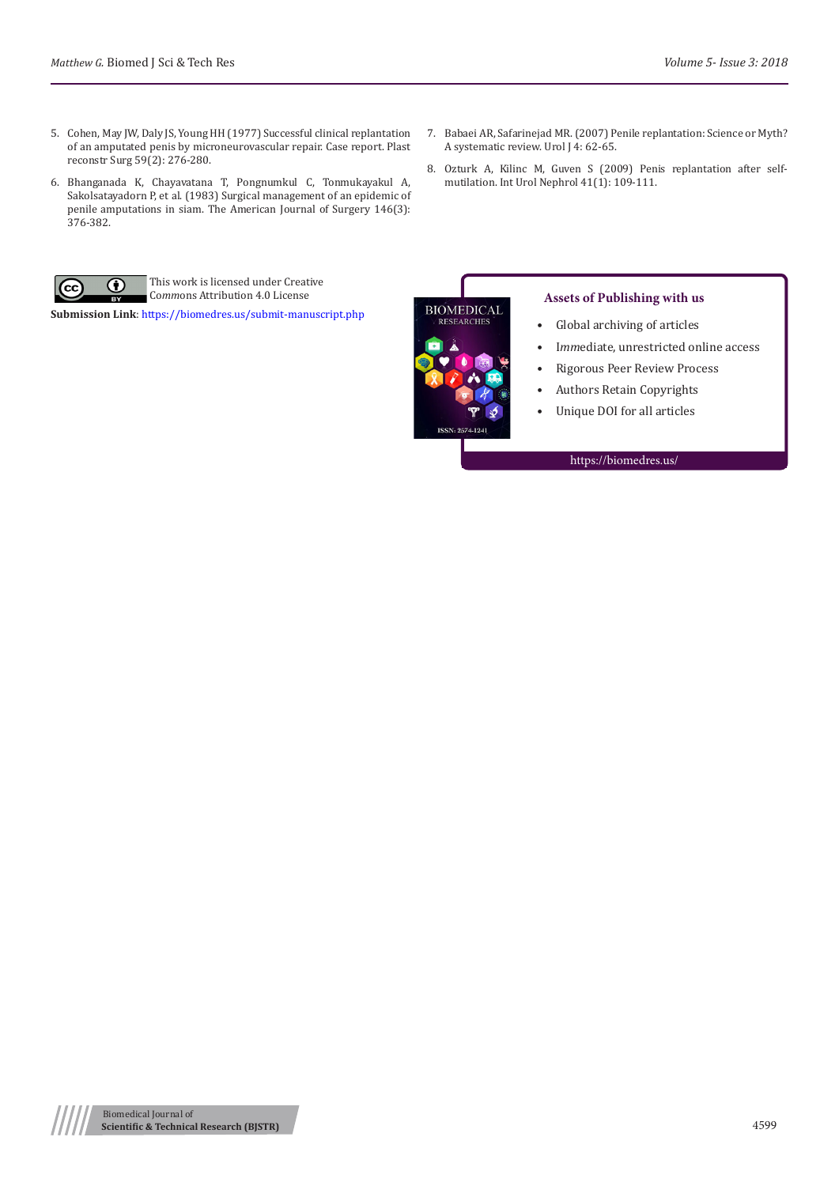5. Cohen, May JW, Daly JS, Young HH (1977) Successful clinical replantation of an amputated penis by microneurovascular repair. Case report. Plast reconstr Surg 59(2): 276-280.
6. Bhanganada K, Chayavatana T, Pongnumkul C, Tonmukayakul A, Sakolsatayadorn P, et al. (1983) Surgical management of an epidemic of penile amputations in siam. The American Journal of Surgery 146(3): 376-382.
7. Babaei AR, Safarinejad MR. (2007) Penile replantation: Science or Myth? A systematic review. Urol J 4: 62-65.
8. Ozturk A, Kilinc M, Guven S (2009) Penis replantation after self-mutilation. Int Urol Nephrol 41(1): 109-111.

This work is licensed under Creative Commons Attribution 4.0 License

**Submission Link**: https://biomedres.us/submit-manuscript.php

BIOMEDICAL RESEARCHES

ISSN: 2574-1241

### Assets of Publishing with us

- Global archiving of articles
- Immediate, unrestricted online access
- Rigorous Peer Review Process
- Authors Retain Copyrights
- Unique DOI for all articles

https://biomedres.us/